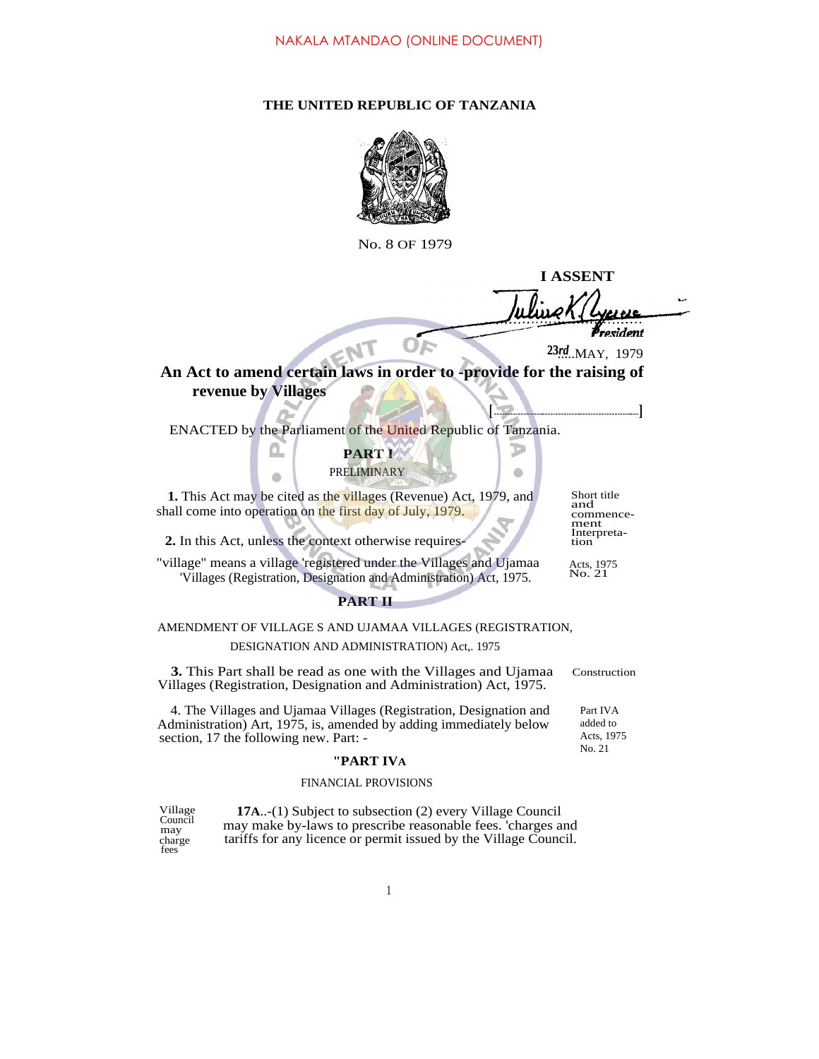NAKALA MTANDAO (ONLINE DOCUMENT)

**THE UNITED REPUBLIC OF TANZANIA**

No. 8 OF 1979

**I ASSENT**

*President*

23rd.....MAY, 1979

## An Act to amend certain laws in order to -provide for the raising of revenue by Villages

[..........................................]

ENACTED by the Parliament of the United Republic of Tanzania.

**PART I**

PRELIMINARY

Short title and commencement

**1.** This Act may be cited as the villages (Revenue) Act, 1979, and shall come into operation on the first day of July, 1979.

Interpretation

**2.** In this Act, unless the context otherwise requires-

Acts, 1975 No. 21

"village" means a village 'registered under the Villages and Ujamaa 'Villages (Registration, Designation and Administration) Act, 1975.

**PART II**

AMENDMENT OF VILLAGE S AND UJAMAA VILLAGES (REGISTRATION, DESIGNATION AND ADMINISTRATION) Act,. 1975

Construction

**3.** This Part shall be read as one with the Villages and Ujamaa Villages (Registration, Designation and Administration) Act, 1975.

Part IVA added to Acts, 1975 No. 21

4. The Villages and Ujamaa Villages (Registration, Designation and Administration) Art, 1975, is, amended by adding immediately below section, 17 the following new. Part: -

**"PART IVA**

FINANCIAL PROVISIONS

Village Council may charge fees

**17A**..-(1) Subject to subsection (2) every Village Council may make by-laws to prescribe reasonable fees. 'charges and tariffs for any licence or permit issued by the Village Council.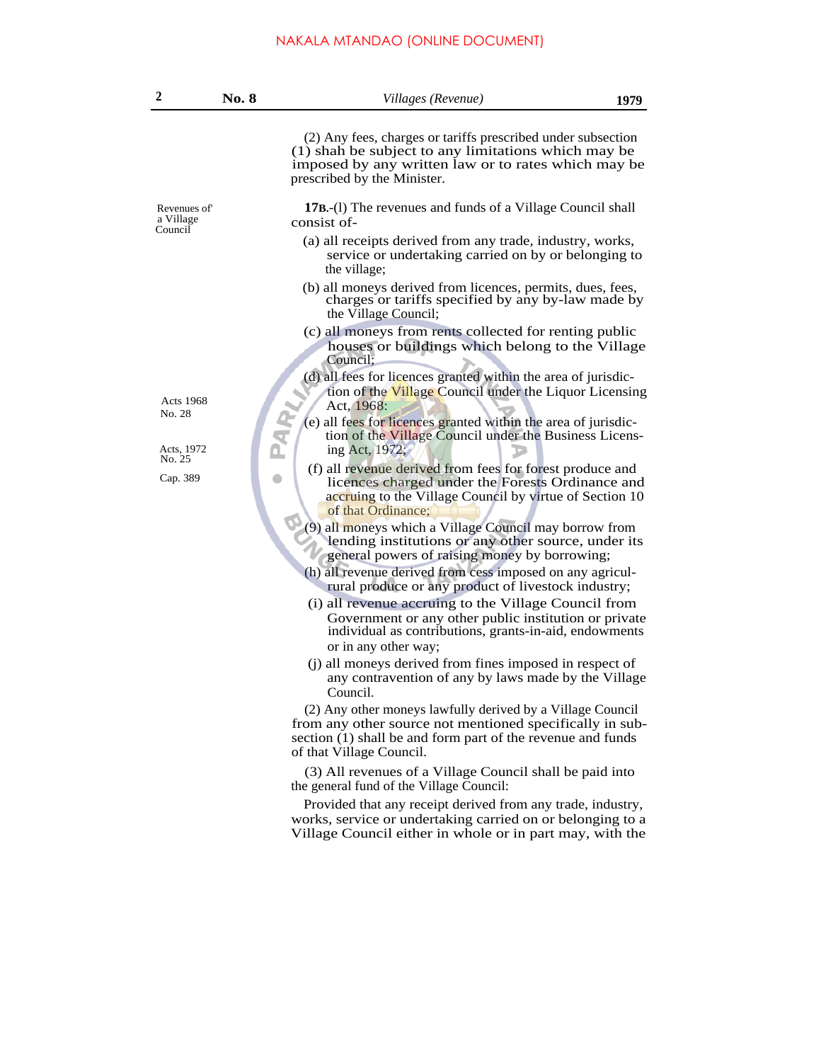(2) Any fees, charges or tariffs prescribed under subsection (1) shah be subject to any limitations which may be imposed by any written law or to rates which may be prescribed by the Minister.

Revenues of a Village Council

**17B.**-(l) The revenues and funds of a Village Council shall consist of-

(a) all receipts derived from any trade, industry, works, service or undertaking carried on by or belonging to the village;

(b) all moneys derived from licences, permits, dues, fees, charges or tariffs specified by any by-law made by the Village Council;

(c) all moneys from rents collected for renting public houses or buildings which belong to the Village Council;

Acts 1968 No. 28

(d) all fees for licences granted within the area of jurisdiction of the Village Council under the Liquor Licensing Act, 1968:

Acts, 1972 No. 25

(e) all fees for licences granted within the area of jurisdiction of the Village Council under the Business Licensing Act, 1972;

Cap. 389

(f) all revenue derived from fees for forest produce and licences charged under the Forests Ordinance and accruing to the Village Council by virtue of Section 10 of that Ordinance;

(9) all moneys which a Village Council may borrow from lending institutions or any other source, under its general powers of raising money by borrowing;

(h) all revenue derived from cess imposed on any agricul-rural produce or any product of livestock industry;

(i) all revenue accruing to the Village Council from Government or any other public institution or private individual as contributions, grants-in-aid, endowments or in any other way;

(j) all moneys derived from fines imposed in respect of any contravention of any by laws made by the Village Council.

(2) Any other moneys lawfully derived by a Village Council from any other source not mentioned specifically in sub-section (1) shall be and form part of the revenue and funds of that Village Council.

(3) All revenues of a Village Council shall be paid into the general fund of the Village Council:

Provided that any receipt derived from any trade, industry, works, service or undertaking carried on or belonging to a Village Council either in whole or in part may, with the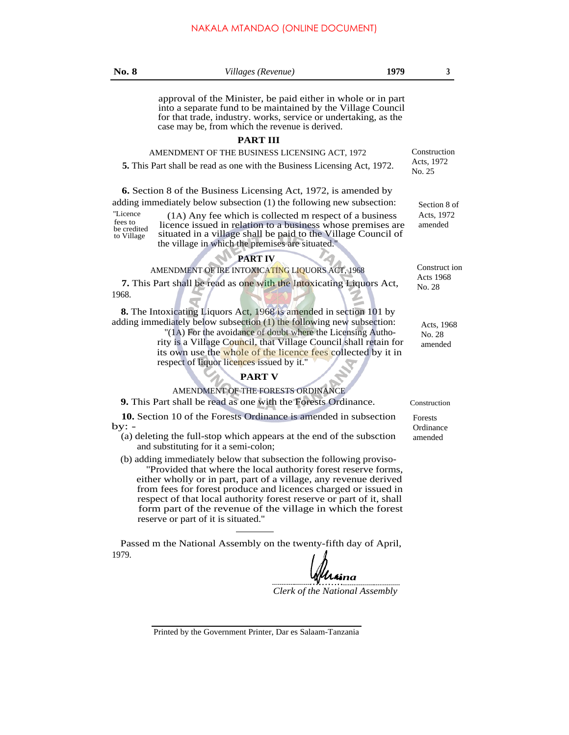approval of the Minister, be paid either in whole or in part into a separate fund to be maintained by the Village Council for that trade, industry. works, service or undertaking, as the case may be, from which the revenue is derived.

## PART III

AMENDMENT OF THE BUSINESS LICENSING ACT, 1972

Construction Acts, 1972 No. 25

**5.** This Part shall be read as one with the Business Licensing Act, 1972.

Section 8 of Acts, 1972 amended

**6.** Section 8 of the Business Licensing Act, 1972, is amended by adding immediately below subsection (1) the following new subsection:

"Licence fees to be credited to Village

(1A) Any fee which is collected m respect of a business licence issued in relation to a business whose premises are situated in a village shall be paid to the Village Council of the village in which the premises are situated."

## PART IV

AMENDMENT OF IRE INTOXICATING LIQUORS ACT, 1968

Construct ion Acts 1968 No. 28

**7.** This Part shall be read as one with the Intoxicating Liquors Act, 1968.

Acts, 1968 No. 28 amended

**8.** The Intoxicating Liquors Act, 1968 is amended in section 101 by adding immediately below subsection (1) the following new subsection:

"(1A) For the avoidance of doubt where the Licensing Authority is a Village Council, that Village Council shall retain for its own use the whole of the licence fees collected by it in respect of liquor licences issued by it."

## PART V

AMENDMENT OF THE FORESTS ORDINANCE

Construction

**9.** This Part shall be read as one with the Forests Ordinance.

Forests Ordinance amended

**10.** Section 10 of the Forests Ordinance is amended in subsection by: -

(a) deleting the full-stop which appears at the end of the subsction and substituting for it a semi-colon;

(b) adding immediately below that subsection the following proviso-

"Provided that where the local authority forest reserve forms, either wholly or in part, part of a village, any revenue derived from fees for forest produce and licences charged or issued in respect of that local authority forest reserve or part of it, shall form part of the revenue of the village in which the forest reserve or part of it is situated."

---

Passed m the National Assembly on the twenty-fifth day of April, 1979.

*Clerk of the National Assembly*